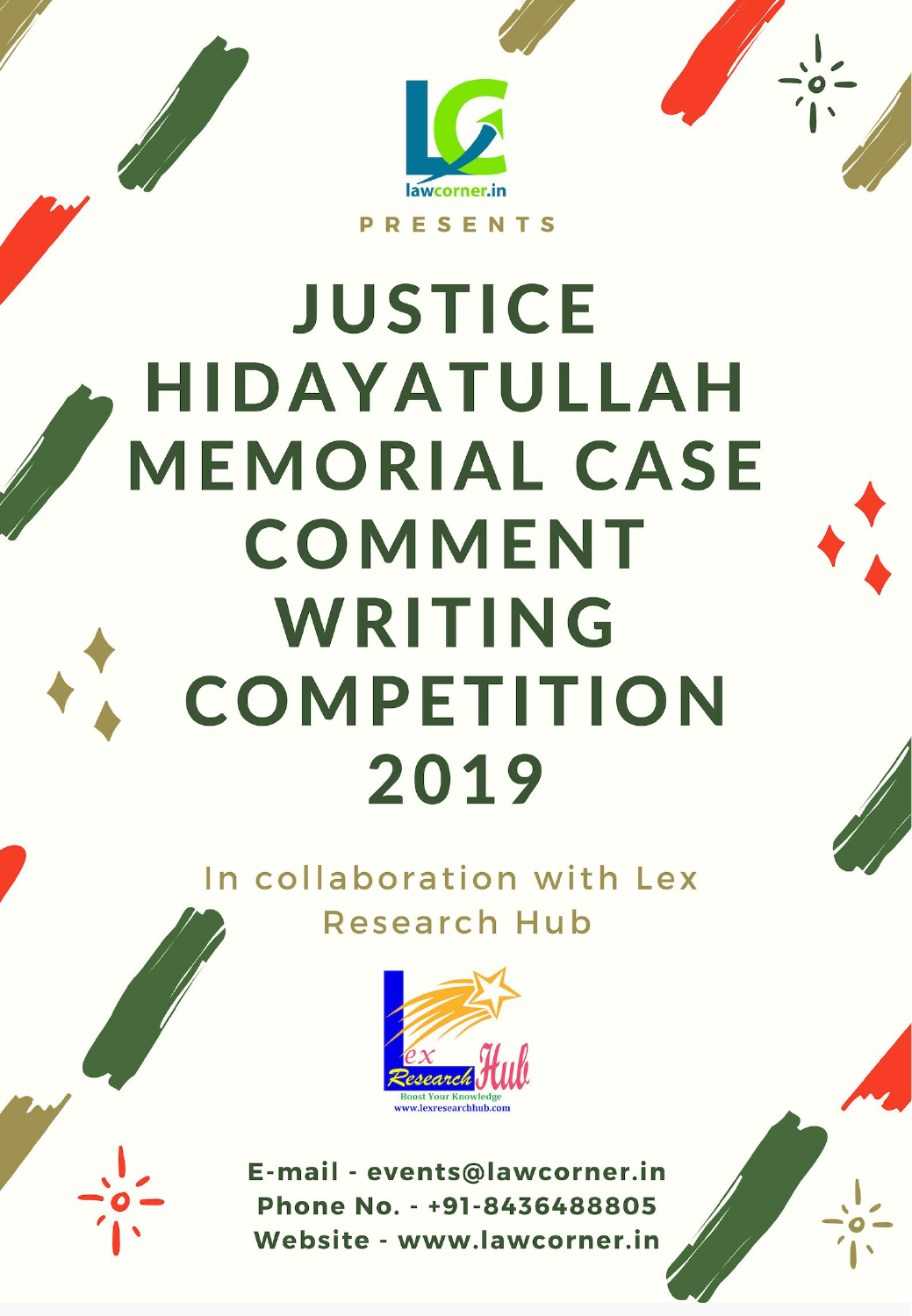lawcorner.in

PRESENTS

# JUSTICE HIDAYATULLAH MEMORIAL CASE COMMENT WRITING COMPETITION 2019

In collaboration with Lex Research Hub

Lex Research Hub
Boost Your Knowledge
www.lexresearchhub.com

**E-mail - events@lawcorner.in**
**Phone No. - +91-8436488805**
**Website - www.lawcorner.in**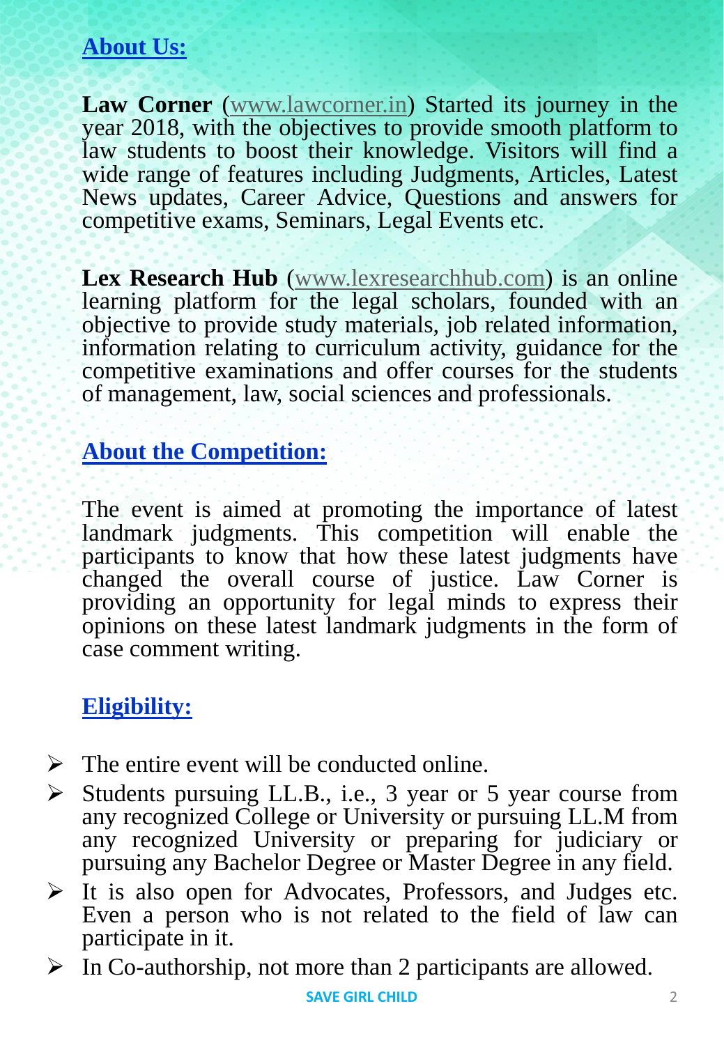## About Us:

**Law Corner** (www.lawcorner.in) Started its journey in the year 2018, with the objectives to provide smooth platform to law students to boost their knowledge. Visitors will find a wide range of features including Judgments, Articles, Latest News updates, Career Advice, Questions and answers for competitive exams, Seminars, Legal Events etc.

**Lex Research Hub** (www.lexresearchhub.com) is an online learning platform for the legal scholars, founded with an objective to provide study materials, job related information, information relating to curriculum activity, guidance for the competitive examinations and offer courses for the students of management, law, social sciences and professionals.

## About the Competition:

The event is aimed at promoting the importance of latest landmark judgments. This competition will enable the participants to know that how these latest judgments have changed the overall course of justice. Law Corner is providing an opportunity for legal minds to express their opinions on these latest landmark judgments in the form of case comment writing.

## Eligibility:

- The entire event will be conducted online.
- Students pursuing LL.B., i.e., 3 year or 5 year course from any recognized College or University or pursuing LL.M from any recognized University or preparing for judiciary or pursuing any Bachelor Degree or Master Degree in any field.
- It is also open for Advocates, Professors, and Judges etc. Even a person who is not related to the field of law can participate in it.
- In Co-authorship, not more than 2 participants are allowed.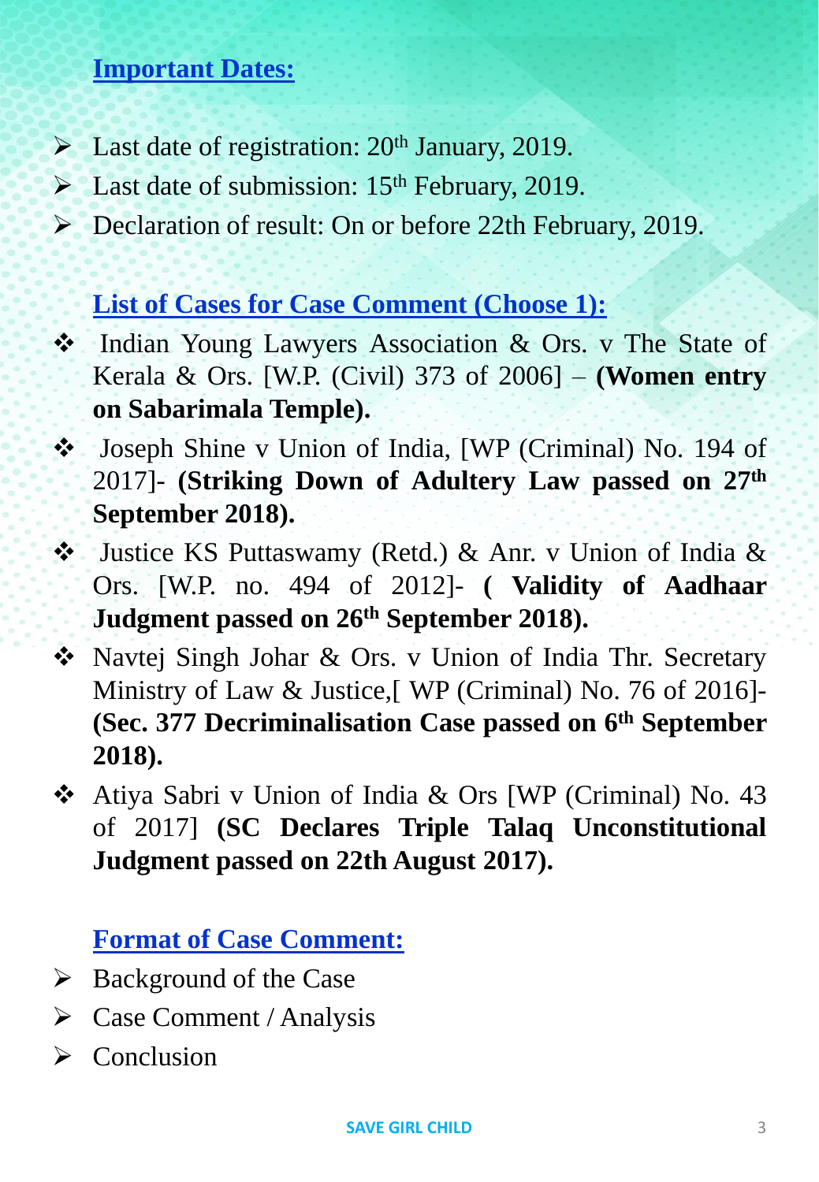## Important Dates:

- Last date of registration: 20th January, 2019.
- Last date of submission: 15th February, 2019.
- Declaration of result: On or before 22th February, 2019.

## List of Cases for Case Comment (Choose 1):

- Indian Young Lawyers Association & Ors. v The State of Kerala & Ors. [W.P. (Civil) 373 of 2006] – **(Women entry on Sabarimala Temple).**
- Joseph Shine v Union of India, [WP (Criminal) No. 194 of 2017]- **(Striking Down of Adultery Law passed on 27th September 2018).**
- Justice KS Puttaswamy (Retd.) & Anr. v Union of India & Ors. [W.P. no. 494 of 2012]- **( Validity of Aadhaar Judgment passed on 26th September 2018).**
- Navtej Singh Johar & Ors. v Union of India Thr. Secretary Ministry of Law & Justice,[ WP (Criminal) No. 76 of 2016]- **(Sec. 377 Decriminalisation Case passed on 6th September 2018).**
- Atiya Sabri v Union of India & Ors [WP (Criminal) No. 43 of 2017] **(SC Declares Triple Talaq Unconstitutional Judgment passed on 22th August 2017).**

## Format of Case Comment:

- Background of the Case
- Case Comment / Analysis
- Conclusion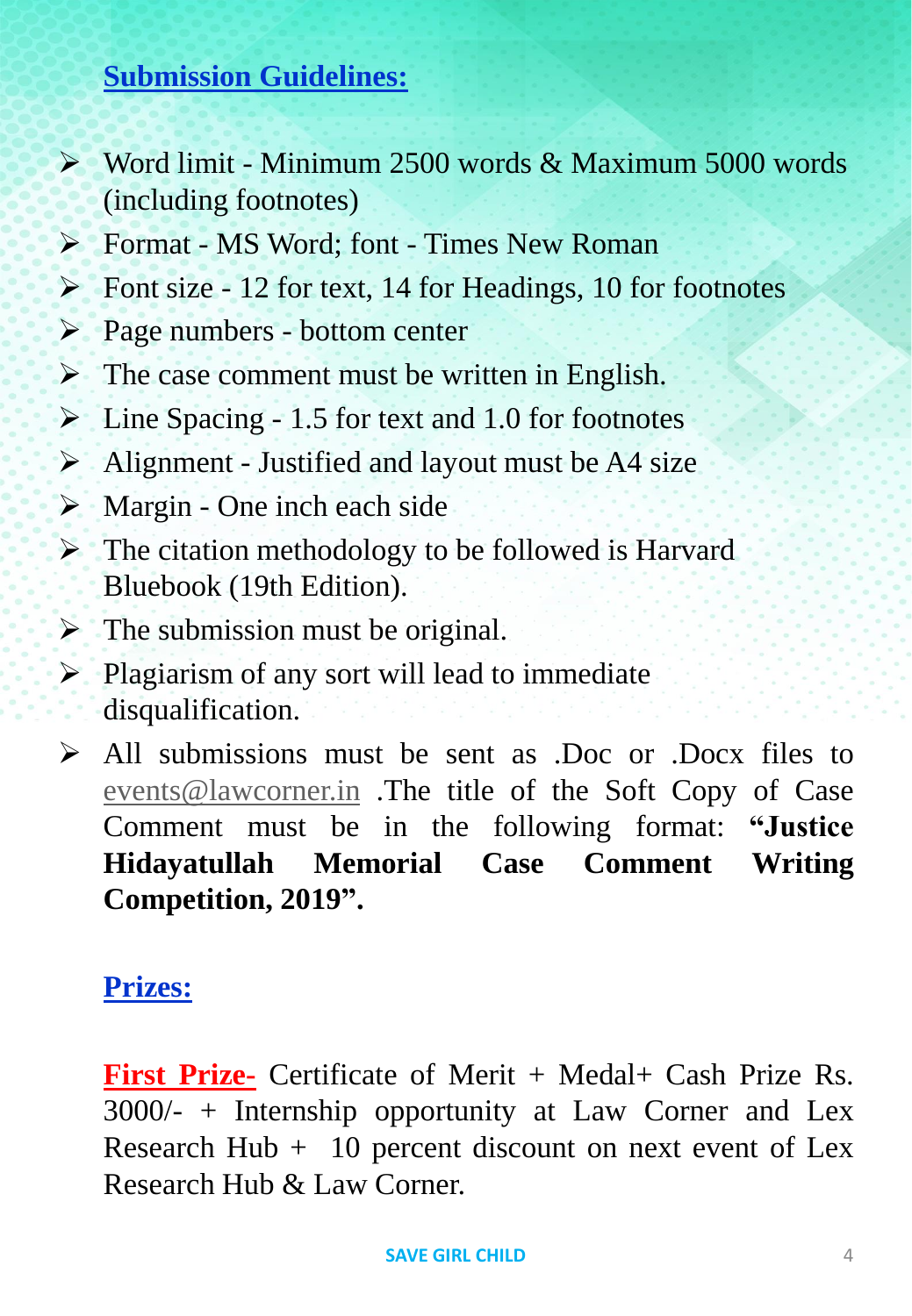## Submission Guidelines:

- Word limit - Minimum 2500 words & Maximum 5000 words (including footnotes)
- Format - MS Word; font - Times New Roman
- Font size - 12 for text, 14 for Headings, 10 for footnotes
- Page numbers - bottom center
- The case comment must be written in English.
- Line Spacing - 1.5 for text and 1.0 for footnotes
- Alignment - Justified and layout must be A4 size
- Margin - One inch each side
- The citation methodology to be followed is Harvard Bluebook (19th Edition).
- The submission must be original.
- Plagiarism of any sort will lead to immediate disqualification.
- All submissions must be sent as .Doc or .Docx files to events@lawcorner.in .The title of the Soft Copy of Case Comment must be in the following format: **"Justice Hidayatullah Memorial Case Comment Writing Competition, 2019".**

## Prizes:

**First Prize-** Certificate of Merit + Medal+ Cash Prize Rs. 3000/- + Internship opportunity at Law Corner and Lex Research Hub + 10 percent discount on next event of Lex Research Hub & Law Corner.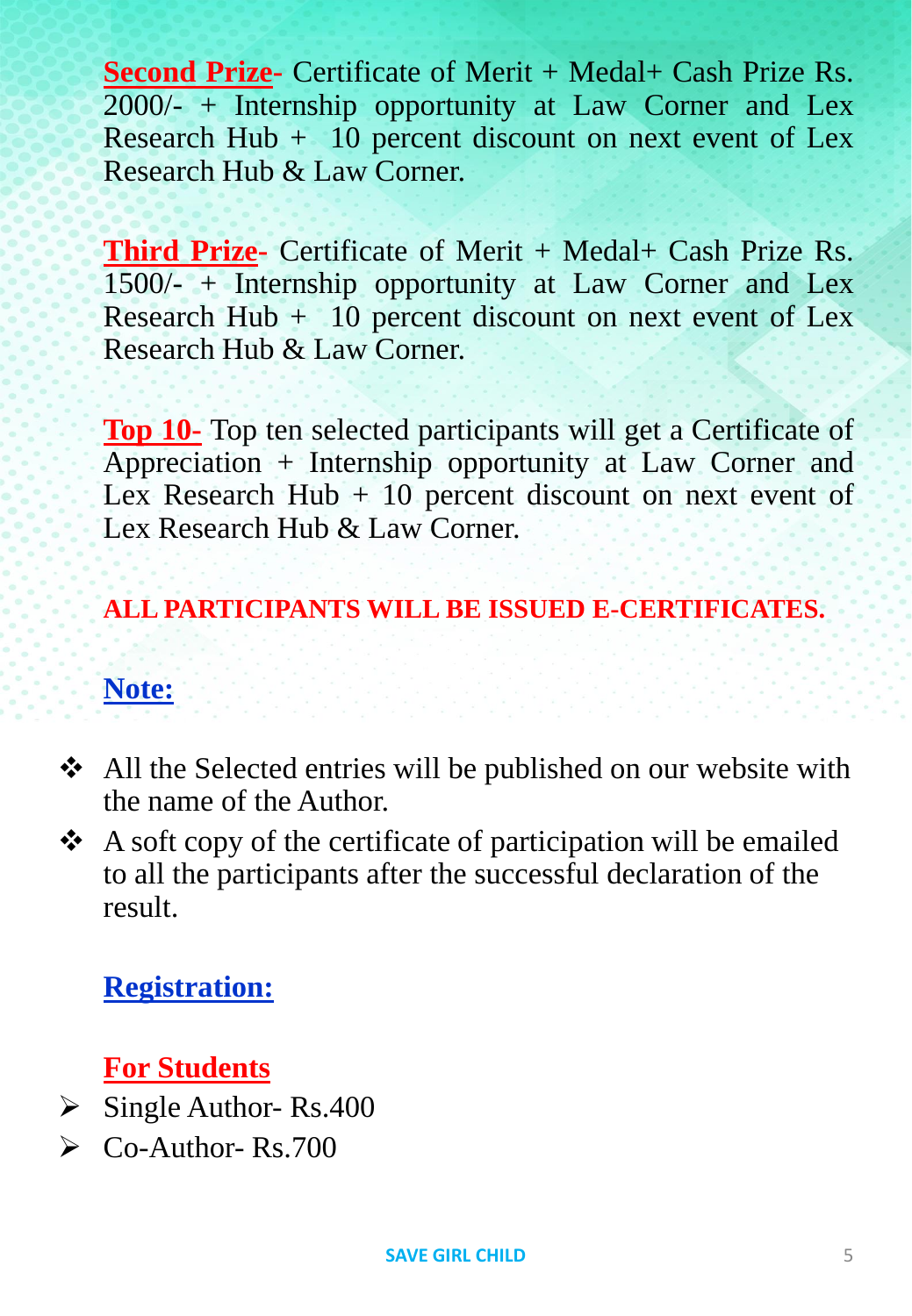**Second Prize**- Certificate of Merit + Medal+ Cash Prize Rs. 2000/- + Internship opportunity at Law Corner and Lex Research Hub + 10 percent discount on next event of Lex Research Hub & Law Corner.

**Third Prize**- Certificate of Merit + Medal+ Cash Prize Rs. 1500/- + Internship opportunity at Law Corner and Lex Research Hub + 10 percent discount on next event of Lex Research Hub & Law Corner.

**Top 10**- Top ten selected participants will get a Certificate of Appreciation + Internship opportunity at Law Corner and Lex Research Hub + 10 percent discount on next event of Lex Research Hub & Law Corner.

**ALL PARTICIPANTS WILL BE ISSUED E-CERTIFICATES.**

## Note:

- All the Selected entries will be published on our website with the name of the Author.
- A soft copy of the certificate of participation will be emailed to all the participants after the successful declaration of the result.

## Registration:

### For Students

- Single Author- Rs.400
- Co-Author- Rs.700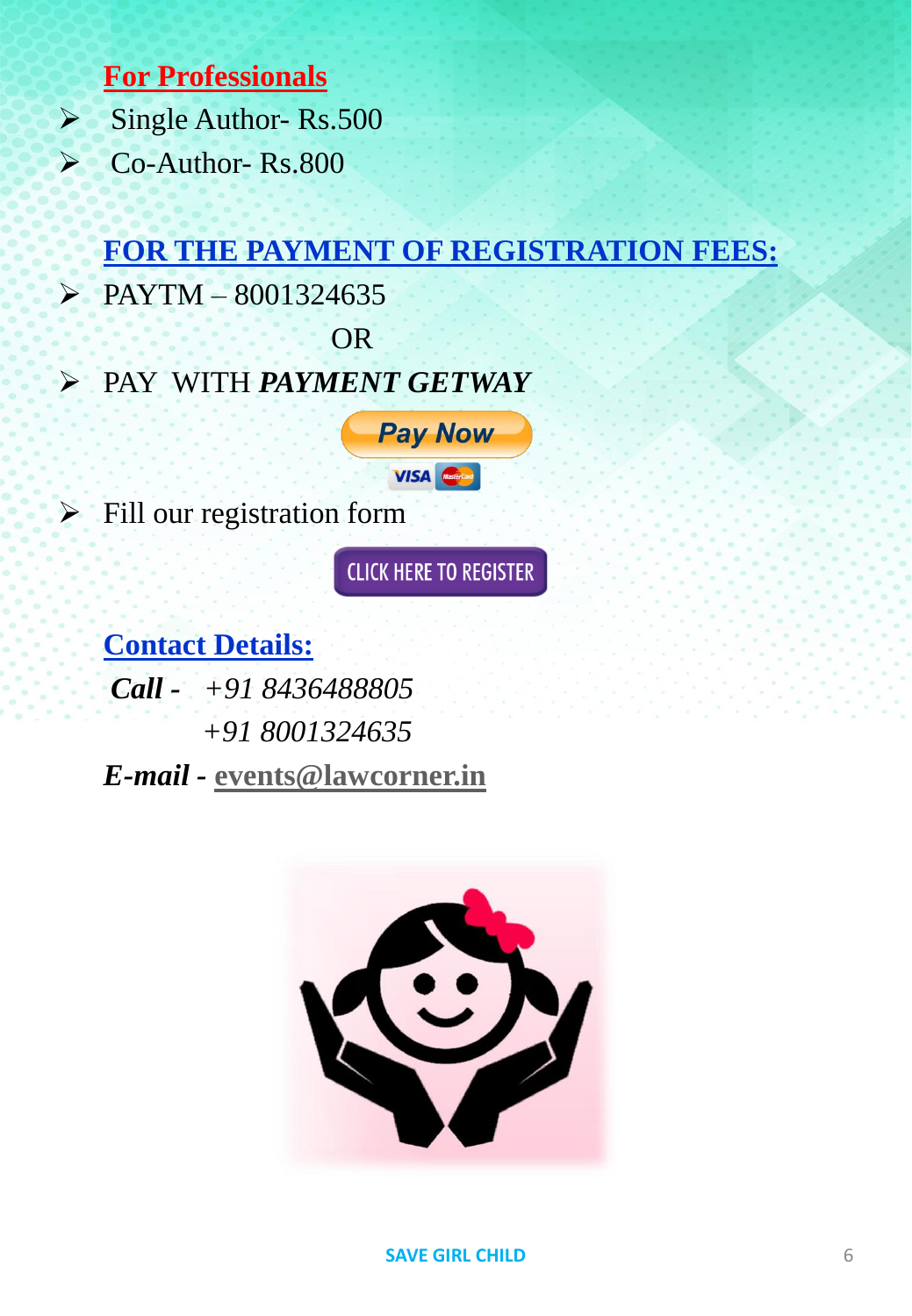## For Professionals

- Single Author- Rs.500
- Co-Author- Rs.800

## FOR THE PAYMENT OF REGISTRATION FEES:

- PAYTM – 8001324635

OR

- PAY WITH ***PAYMENT GETWAY***

Pay Now

- Fill our registration form

CLICK HERE TO REGISTER

## Contact Details:

***Call -*** *+91 8436488805*

*+91 8001324635*

***E-mail -*** **events@lawcorner.in**

SAVE GIRL CHILD